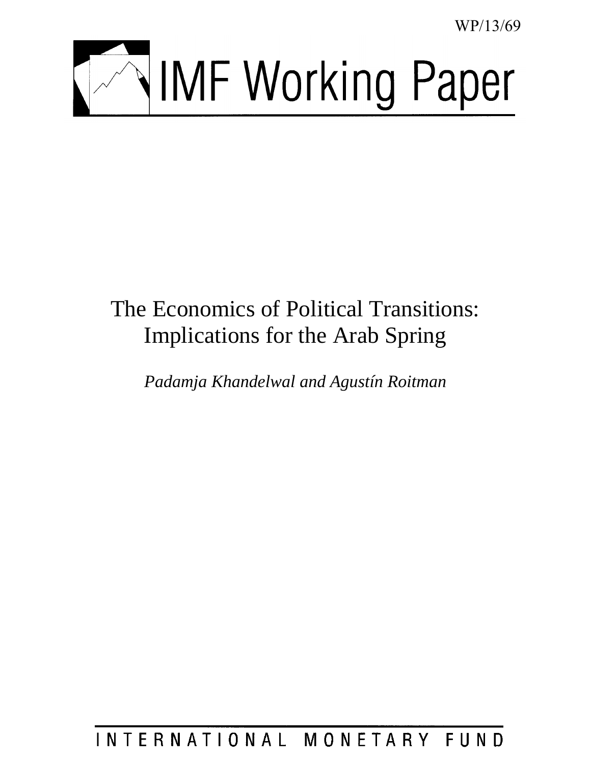WP/13/69

# IMF Working Paper

# The Economics of Political Transitions: Implications for the Arab Spring

*Padamja Khandelwal and Agustín Roitman*

INTERNATIONAL MONETARY FUND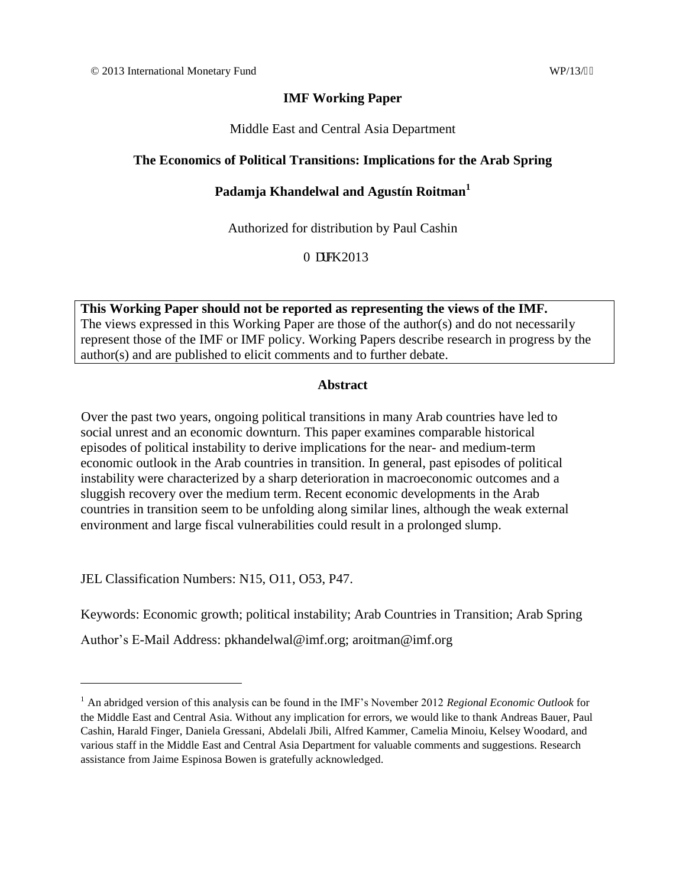© 2013 International Monetary Fund WP/13/

**IMF Working Paper**

Middle East and Central Asia Department

**The Economics of Political Transitions: Implications for the Arab Spring**

**Padamja Khandelwal and Agustín Roitman**[1]

Authorized for distribution by Paul Cashin

0 DUFK 2013

**This Working Paper should not be reported as representing the views of the IMF.**
The views expressed in this Working Paper are those of the author(s) and do not necessarily represent those of the IMF or IMF policy. Working Papers describe research in progress by the author(s) and are published to elicit comments and to further debate.

**Abstract**

Over the past two years, ongoing political transitions in many Arab countries have led to social unrest and an economic downturn. This paper examines comparable historical episodes of political instability to derive implications for the near- and medium-term economic outlook in the Arab countries in transition. In general, past episodes of political instability were characterized by a sharp deterioration in macroeconomic outcomes and a sluggish recovery over the medium term. Recent economic developments in the Arab countries in transition seem to be unfolding along similar lines, although the weak external environment and large fiscal vulnerabilities could result in a prolonged slump.

JEL Classification Numbers: N15, O11, O53, P47.

Keywords: Economic growth; political instability; Arab Countries in Transition; Arab Spring

Author's E-Mail Address: pkhandelwal@imf.org; aroitman@imf.org

---

[1] An abridged version of this analysis can be found in the IMF's November 2012 *Regional Economic Outlook* for the Middle East and Central Asia. Without any implication for errors, we would like to thank Andreas Bauer, Paul Cashin, Harald Finger, Daniela Gressani, Abdelali Jbili, Alfred Kammer, Camelia Minoiu, Kelsey Woodard, and various staff in the Middle East and Central Asia Department for valuable comments and suggestions. Research assistance from Jaime Espinosa Bowen is gratefully acknowledged.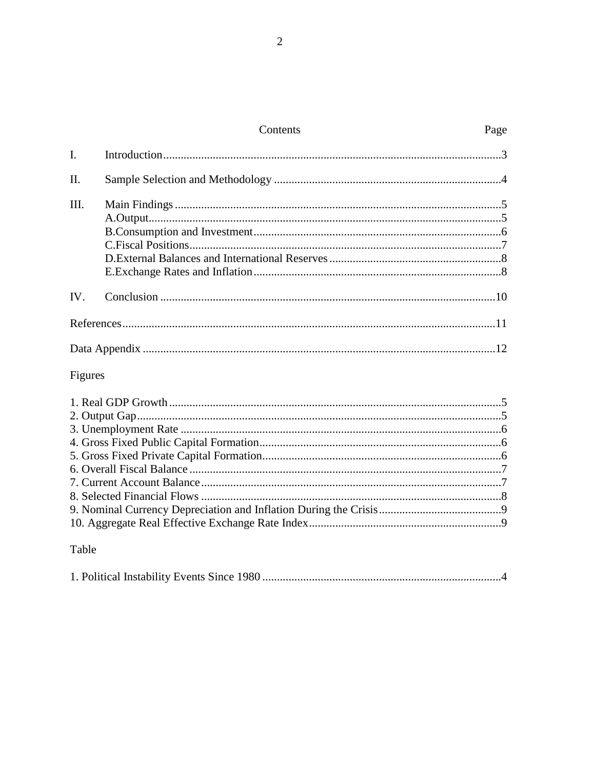# Contents

| | | Page |
|---|---|---|
| I. | Introduction | 3 |
| II. | Sample Selection and Methodology | 4 |
| III. | Main Findings | 5 |
| | A.Output | 5 |
| | B.Consumption and Investment | 6 |
| | C.Fiscal Positions | 7 |
| | D.External Balances and International Reserves | 8 |
| | E.Exchange Rates and Inflation | 8 |
| IV. | Conclusion | 10 |
| References | | 11 |
| Data Appendix | | 12 |

## Figures

1. Real GDP Growth ... 5
2. Output Gap ... 5
3. Unemployment Rate ... 6
4. Gross Fixed Public Capital Formation ... 6
5. Gross Fixed Private Capital Formation ... 6
6. Overall Fiscal Balance ... 7
7. Current Account Balance ... 7
8. Selected Financial Flows ... 8
9. Nominal Currency Depreciation and Inflation During the Crisis ... 9
10. Aggregate Real Effective Exchange Rate Index ... 9

## Table

1. Political Instability Events Since 1980 ... 4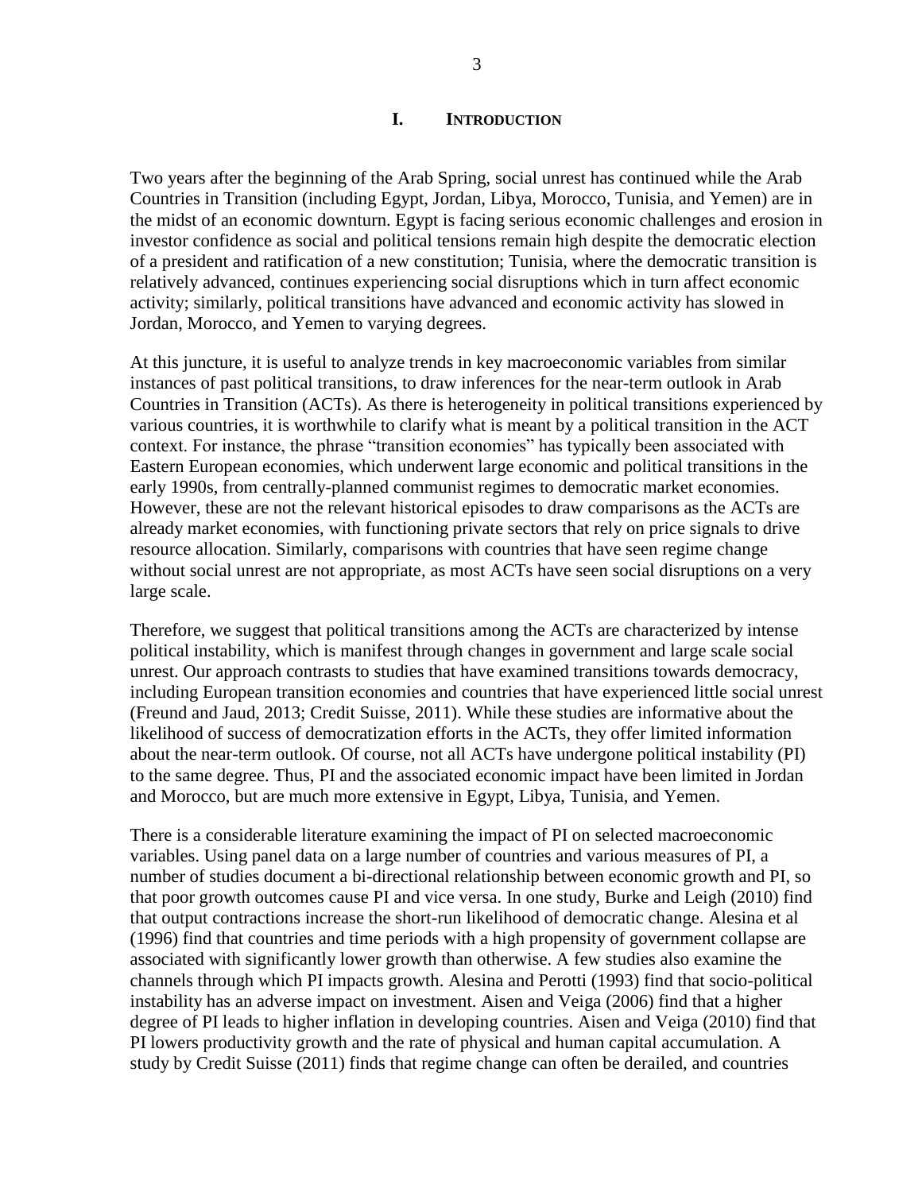# I. INTRODUCTION

Two years after the beginning of the Arab Spring, social unrest has continued while the Arab Countries in Transition (including Egypt, Jordan, Libya, Morocco, Tunisia, and Yemen) are in the midst of an economic downturn. Egypt is facing serious economic challenges and erosion in investor confidence as social and political tensions remain high despite the democratic election of a president and ratification of a new constitution; Tunisia, where the democratic transition is relatively advanced, continues experiencing social disruptions which in turn affect economic activity; similarly, political transitions have advanced and economic activity has slowed in Jordan, Morocco, and Yemen to varying degrees.

At this juncture, it is useful to analyze trends in key macroeconomic variables from similar instances of past political transitions, to draw inferences for the near-term outlook in Arab Countries in Transition (ACTs). As there is heterogeneity in political transitions experienced by various countries, it is worthwhile to clarify what is meant by a political transition in the ACT context. For instance, the phrase "transition economies" has typically been associated with Eastern European economies, which underwent large economic and political transitions in the early 1990s, from centrally-planned communist regimes to democratic market economies. However, these are not the relevant historical episodes to draw comparisons as the ACTs are already market economies, with functioning private sectors that rely on price signals to drive resource allocation. Similarly, comparisons with countries that have seen regime change without social unrest are not appropriate, as most ACTs have seen social disruptions on a very large scale.

Therefore, we suggest that political transitions among the ACTs are characterized by intense political instability, which is manifest through changes in government and large scale social unrest. Our approach contrasts to studies that have examined transitions towards democracy, including European transition economies and countries that have experienced little social unrest (Freund and Jaud, 2013; Credit Suisse, 2011). While these studies are informative about the likelihood of success of democratization efforts in the ACTs, they offer limited information about the near-term outlook. Of course, not all ACTs have undergone political instability (PI) to the same degree. Thus, PI and the associated economic impact have been limited in Jordan and Morocco, but are much more extensive in Egypt, Libya, Tunisia, and Yemen.

There is a considerable literature examining the impact of PI on selected macroeconomic variables. Using panel data on a large number of countries and various measures of PI, a number of studies document a bi-directional relationship between economic growth and PI, so that poor growth outcomes cause PI and vice versa. In one study, Burke and Leigh (2010) find that output contractions increase the short-run likelihood of democratic change. Alesina et al (1996) find that countries and time periods with a high propensity of government collapse are associated with significantly lower growth than otherwise. A few studies also examine the channels through which PI impacts growth. Alesina and Perotti (1993) find that socio-political instability has an adverse impact on investment. Aisen and Veiga (2006) find that a higher degree of PI leads to higher inflation in developing countries. Aisen and Veiga (2010) find that PI lowers productivity growth and the rate of physical and human capital accumulation. A study by Credit Suisse (2011) finds that regime change can often be derailed, and countries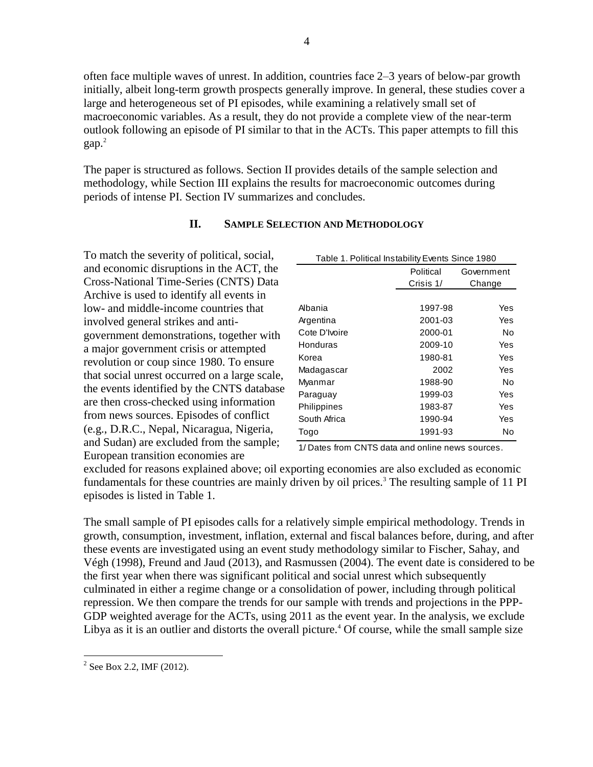often face multiple waves of unrest. In addition, countries face 2–3 years of below-par growth initially, albeit long-term growth prospects generally improve. In general, these studies cover a large and heterogeneous set of PI episodes, while examining a relatively small set of macroeconomic variables. As a result, they do not provide a complete view of the near-term outlook following an episode of PI similar to that in the ACTs. This paper attempts to fill this gap.[2]

The paper is structured as follows. Section II provides details of the sample selection and methodology, while Section III explains the results for macroeconomic outcomes during periods of intense PI. Section IV summarizes and concludes.

## II. Sample Selection and Methodology

To match the severity of political, social, and economic disruptions in the ACT, the Cross-National Time-Series (CNTS) Data Archive is used to identify all events in low- and middle-income countries that involved general strikes and anti-government demonstrations, together with a major government crisis or attempted revolution or coup since 1980. To ensure that social unrest occurred on a large scale, the events identified by the CNTS database are then cross-checked using information from news sources. Episodes of conflict (e.g., D.R.C., Nepal, Nicaragua, Nigeria, and Sudan) are excluded from the sample; European transition economies are excluded for reasons explained above; oil exporting economies are also excluded as economic fundamentals for these countries are mainly driven by oil prices.[3] The resulting sample of 11 PI episodes is listed in Table 1.

Table 1. Political Instability Events Since 1980

| | Political Crisis 1/ | Government Change |
|---|---|---|
| Albania | 1997-98 | Yes |
| Argentina | 2001-03 | Yes |
| Cote D'Ivoire | 2000-01 | No |
| Honduras | 2009-10 | Yes |
| Korea | 1980-81 | Yes |
| Madagascar | 2002 | Yes |
| Myanmar | 1988-90 | No |
| Paraguay | 1999-03 | Yes |
| Philippines | 1983-87 | Yes |
| South Africa | 1990-94 | Yes |
| Togo | 1991-93 | No |

1/ Dates from CNTS data and online news sources.

The small sample of PI episodes calls for a relatively simple empirical methodology. Trends in growth, consumption, investment, inflation, external and fiscal balances before, during, and after these events are investigated using an event study methodology similar to Fischer, Sahay, and Végh (1998), Freund and Jaud (2013), and Rasmussen (2004). The event date is considered to be the first year when there was significant political and social unrest which subsequently culminated in either a regime change or a consolidation of power, including through political repression. We then compare the trends for our sample with trends and projections in the PPP-GDP weighted average for the ACTs, using 2011 as the event year. In the analysis, we exclude Libya as it is an outlier and distorts the overall picture.[4] Of course, while the small sample size

[2] See Box 2.2, IMF (2012).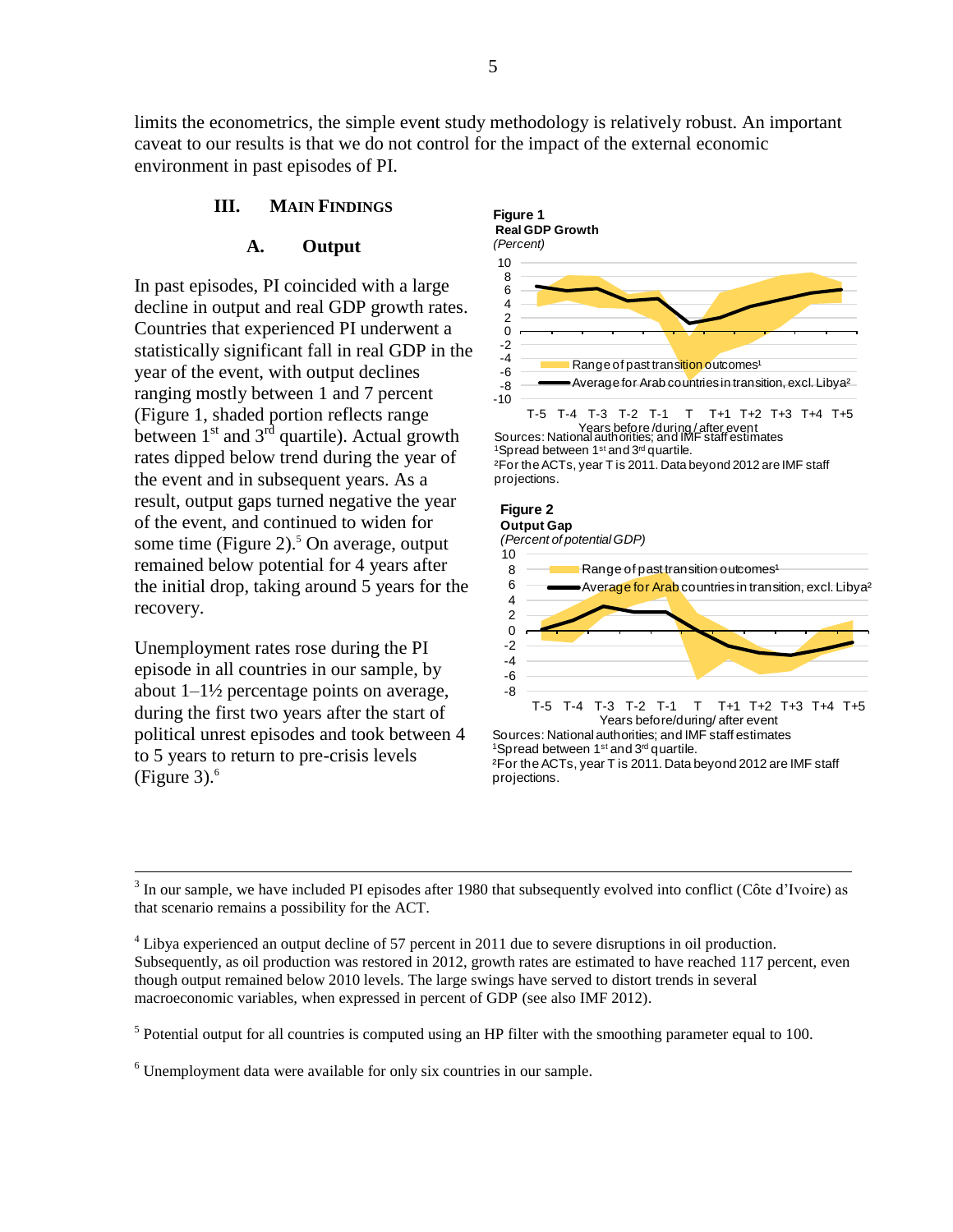limits the econometrics, the simple event study methodology is relatively robust. An important caveat to our results is that we do not control for the impact of the external economic environment in past episodes of PI.

## III. Main Findings

### A. Output

In past episodes, PI coincided with a large decline in output and real GDP growth rates. Countries that experienced PI underwent a statistically significant fall in real GDP in the year of the event, with output declines ranging mostly between 1 and 7 percent (Figure 1, shaded portion reflects range between 1st and 3rd quartile). Actual growth rates dipped below trend during the year of the event and in subsequent years. As a result, output gaps turned negative the year of the event, and continued to widen for some time (Figure 2).[5] On average, output remained below potential for 4 years after the initial drop, taking around 5 years for the recovery.

Unemployment rates rose during the PI episode in all countries in our sample, by about 1–1½ percentage points on average, during the first two years after the start of political unrest episodes and took between 4 to 5 years to return to pre-crisis levels (Figure 3).[6]

**Figure 1**
**Real GDP Growth**
*(Percent)*

Range of past transition outcomes[1]
Average for Arab countries in transition, excl. Libya[2]

Years before/during/after event

Sources: National authorities; and IMF staff estimates
[1]Spread between 1st and 3rd quartile.
[2]For the ACTs, year T is 2011. Data beyond 2012 are IMF staff projections.

**Figure 2**
**Output Gap**
*(Percent of potential GDP)*

Range of past transition outcomes[1]
Average for Arab countries in transition, excl. Libya[2]

Years before/during/ after event

Sources: National authorities; and IMF staff estimates
[1]Spread between 1st and 3rd quartile.
[2]For the ACTs, year T is 2011. Data beyond 2012 are IMF staff projections.

---

[3] In our sample, we have included PI episodes after 1980 that subsequently evolved into conflict (Côte d'Ivoire) as that scenario remains a possibility for the ACT.

[4] Libya experienced an output decline of 57 percent in 2011 due to severe disruptions in oil production. Subsequently, as oil production was restored in 2012, growth rates are estimated to have reached 117 percent, even though output remained below 2010 levels. The large swings have served to distort trends in several macroeconomic variables, when expressed in percent of GDP (see also IMF 2012).

[5] Potential output for all countries is computed using an HP filter with the smoothing parameter equal to 100.

[6] Unemployment data were available for only six countries in our sample.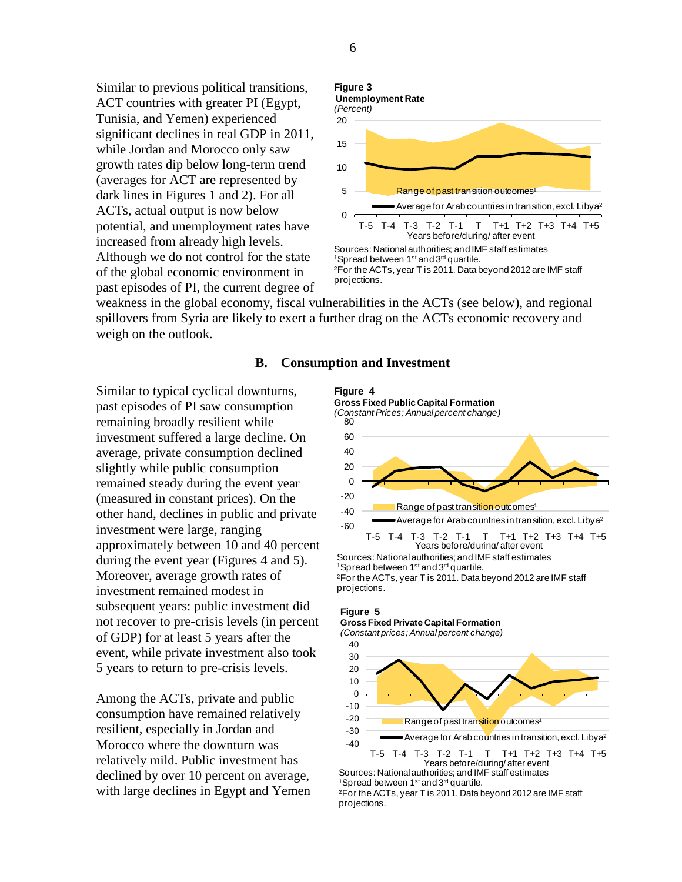Similar to previous political transitions, ACT countries with greater PI (Egypt, Tunisia, and Yemen) experienced significant declines in real GDP in 2011, while Jordan and Morocco only saw growth rates dip below long-term trend (averages for ACT are represented by dark lines in Figures 1 and 2). For all ACTs, actual output is now below potential, and unemployment rates have increased from already high levels. Although we do not control for the state of the global economic environment in past episodes of PI, the current degree of weakness in the global economy, fiscal vulnerabilities in the ACTs (see below), and regional spillovers from Syria are likely to exert a further drag on the ACTs economic recovery and weigh on the outlook.

**Figure 3**
**Unemployment Rate**
*(Percent)*

Sources: National authorities; and IMF staff estimates
[1]Spread between 1[st] and 3[rd] quartile.
[2]For the ACTs, year T is 2011. Data beyond 2012 are IMF staff projections.

## B. Consumption and Investment

Similar to typical cyclical downturns, past episodes of PI saw consumption remaining broadly resilient while investment suffered a large decline. On average, private consumption declined slightly while public consumption remained steady during the event year (measured in constant prices). On the other hand, declines in public and private investment were large, ranging approximately between 10 and 40 percent during the event year (Figures 4 and 5). Moreover, average growth rates of investment remained modest in subsequent years: public investment did not recover to pre-crisis levels (in percent of GDP) for at least 5 years after the event, while private investment also took 5 years to return to pre-crisis levels.

Among the ACTs, private and public consumption have remained relatively resilient, especially in Jordan and Morocco where the downturn was relatively mild. Public investment has declined by over 10 percent on average, with large declines in Egypt and Yemen

**Figure 4**
**Gross Fixed Public Capital Formation**
*(Constant Prices; Annual percent change)*

Sources: National authorities; and IMF staff estimates
[1]Spread between 1[st] and 3[rd] quartile.
[2]For the ACTs, year T is 2011. Data beyond 2012 are IMF staff projections.

**Figure 5**
**Gross Fixed Private Capital Formation**
*(Constant prices; Annual percent change)*

Sources: National authorities; and IMF staff estimates
[1]Spread between 1[st] and 3[rd] quartile.
[2]For the ACTs, year T is 2011. Data beyond 2012 are IMF staff projections.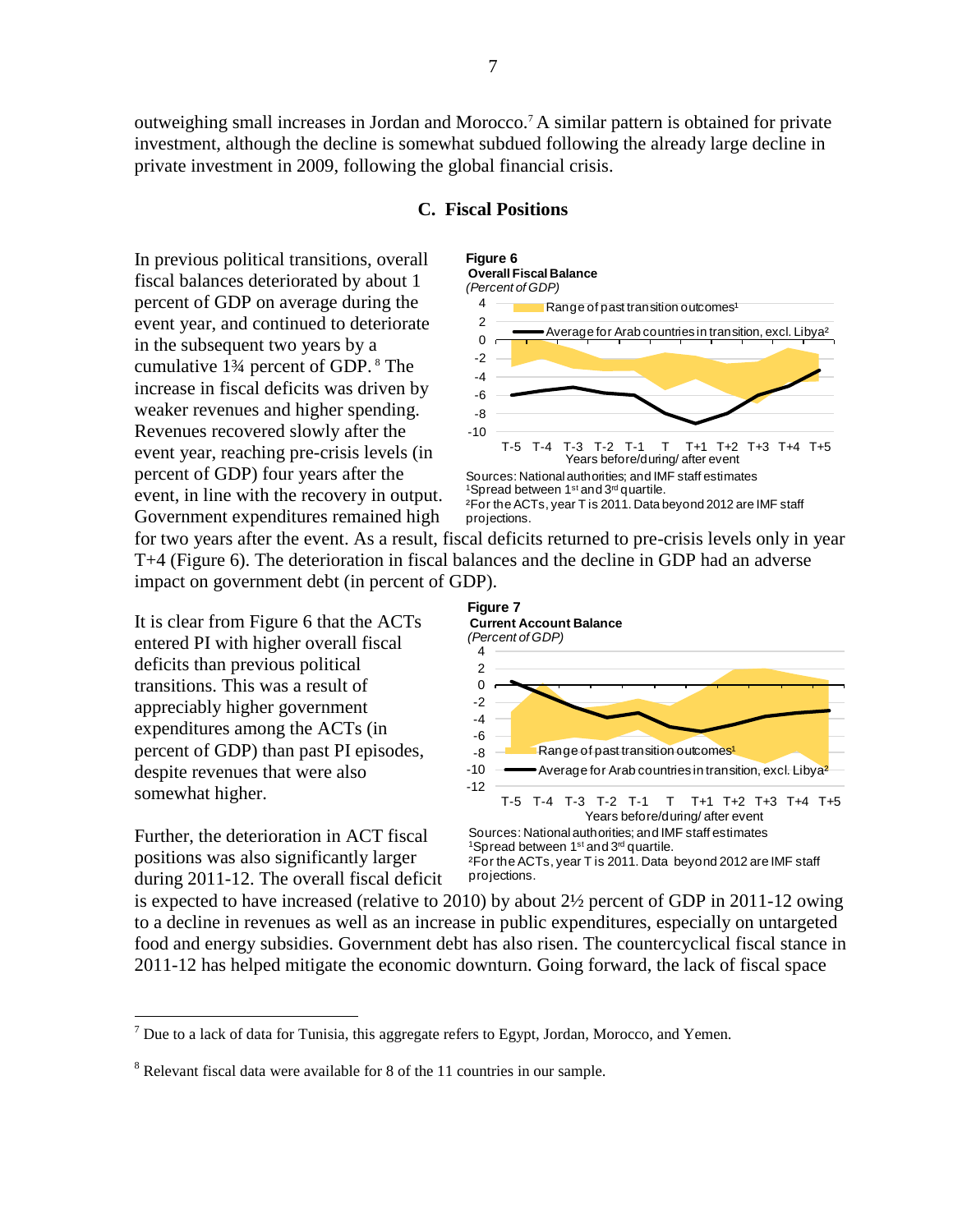outweighing small increases in Jordan and Morocco.[7] A similar pattern is obtained for private investment, although the decline is somewhat subdued following the already large decline in private investment in 2009, following the global financial crisis.

### C. Fiscal Positions

In previous political transitions, overall fiscal balances deteriorated by about 1 percent of GDP on average during the event year, and continued to deteriorate in the subsequent two years by a cumulative 1¾ percent of GDP.[8] The increase in fiscal deficits was driven by weaker revenues and higher spending. Revenues recovered slowly after the event year, reaching pre-crisis levels (in percent of GDP) four years after the event, in line with the recovery in output. Government expenditures remained high for two years after the event. As a result, fiscal deficits returned to pre-crisis levels only in year T+4 (Figure 6). The deterioration in fiscal balances and the decline in GDP had an adverse impact on government debt (in percent of GDP).

**Figure 6**
**Overall Fiscal Balance**
*(Percent of GDP)*

Sources: National authorities; and IMF staff estimates
[1]Spread between 1st and 3rd quartile.
[2]For the ACTs, year T is 2011. Data beyond 2012 are IMF staff projections.

It is clear from Figure 6 that the ACTs entered PI with higher overall fiscal deficits than previous political transitions. This was a result of appreciably higher government expenditures among the ACTs (in percent of GDP) than past PI episodes, despite revenues that were also somewhat higher.

**Figure 7**
**Current Account Balance**
*(Percent of GDP)*

Sources: National authorities; and IMF staff estimates
[1]Spread between 1st and 3rd quartile.
[2]For the ACTs, year T is 2011. Data beyond 2012 are IMF staff projections.

Further, the deterioration in ACT fiscal positions was also significantly larger during 2011-12. The overall fiscal deficit is expected to have increased (relative to 2010) by about 2½ percent of GDP in 2011-12 owing to a decline in revenues as well as an increase in public expenditures, especially on untargeted food and energy subsidies. Government debt has also risen. The countercyclical fiscal stance in 2011-12 has helped mitigate the economic downturn. Going forward, the lack of fiscal space

---

[7] Due to a lack of data for Tunisia, this aggregate refers to Egypt, Jordan, Morocco, and Yemen.

[8] Relevant fiscal data were available for 8 of the 11 countries in our sample.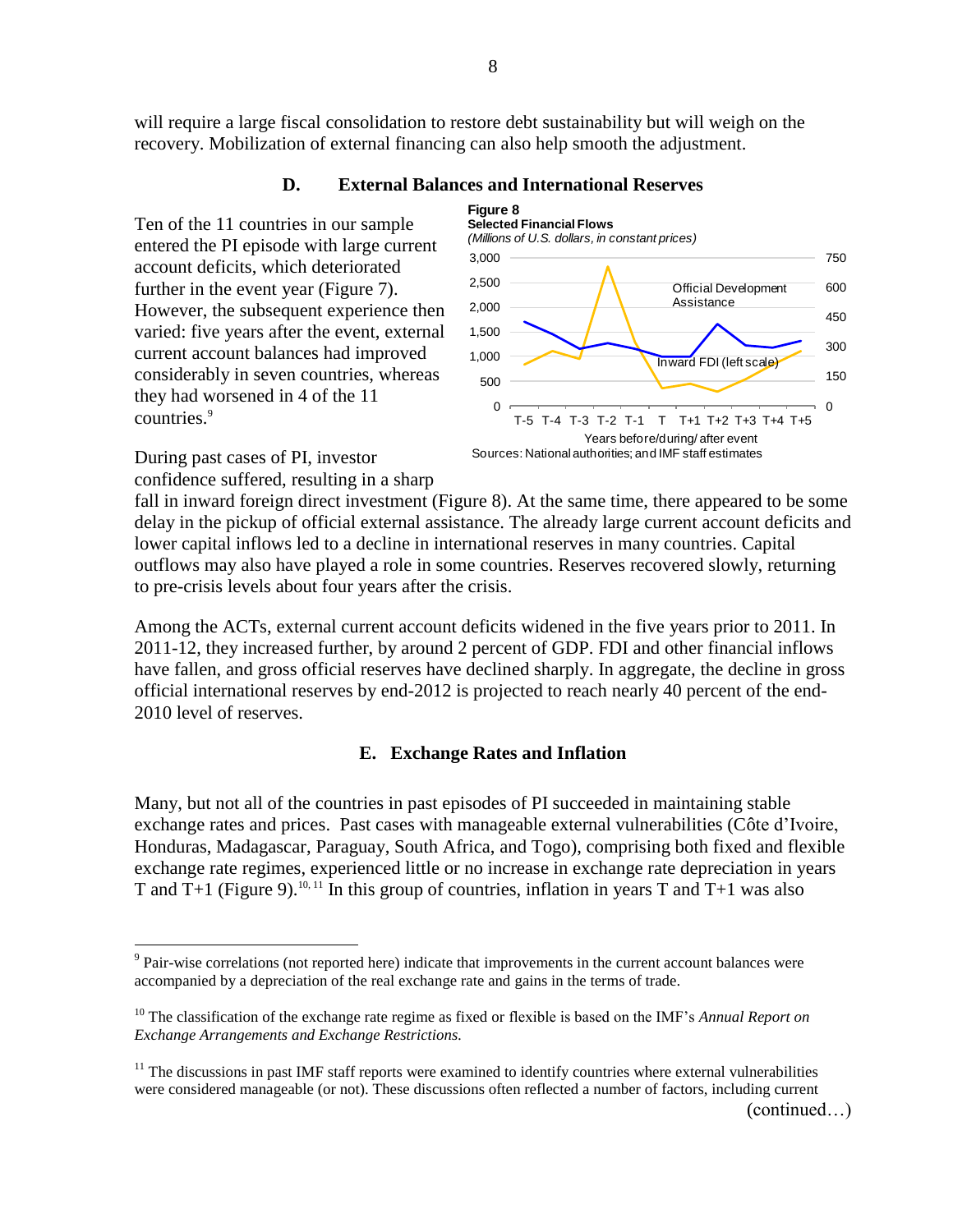will require a large fiscal consolidation to restore debt sustainability but will weigh on the recovery. Mobilization of external financing can also help smooth the adjustment.

## D. External Balances and International Reserves

Ten of the 11 countries in our sample entered the PI episode with large current account deficits, which deteriorated further in the event year (Figure 7). However, the subsequent experience then varied: five years after the event, external current account balances had improved considerably in seven countries, whereas they had worsened in 4 of the 11 countries.[9]

**Figure 8**
**Selected Financial Flows**
*(Millions of U.S. dollars, in constant prices)*

Sources: National authorities; and IMF staff estimates

During past cases of PI, investor confidence suffered, resulting in a sharp fall in inward foreign direct investment (Figure 8). At the same time, there appeared to be some delay in the pickup of official external assistance. The already large current account deficits and lower capital inflows led to a decline in international reserves in many countries. Capital outflows may also have played a role in some countries. Reserves recovered slowly, returning to pre-crisis levels about four years after the crisis.

Among the ACTs, external current account deficits widened in the five years prior to 2011. In 2011-12, they increased further, by around 2 percent of GDP. FDI and other financial inflows have fallen, and gross official reserves have declined sharply. In aggregate, the decline in gross official international reserves by end-2012 is projected to reach nearly 40 percent of the end-2010 level of reserves.

## E. Exchange Rates and Inflation

Many, but not all of the countries in past episodes of PI succeeded in maintaining stable exchange rates and prices. Past cases with manageable external vulnerabilities (Côte d'Ivoire, Honduras, Madagascar, Paraguay, South Africa, and Togo), comprising both fixed and flexible exchange rate regimes, experienced little or no increase in exchange rate depreciation in years T and T+1 (Figure 9).[10, 11] In this group of countries, inflation in years T and T+1 was also

---

[9] Pair-wise correlations (not reported here) indicate that improvements in the current account balances were accompanied by a depreciation of the real exchange rate and gains in the terms of trade.

[10] The classification of the exchange rate regime as fixed or flexible is based on the IMF's *Annual Report on Exchange Arrangements and Exchange Restrictions.*

[11] The discussions in past IMF staff reports were examined to identify countries where external vulnerabilities were considered manageable (or not). These discussions often reflected a number of factors, including current

(continued…)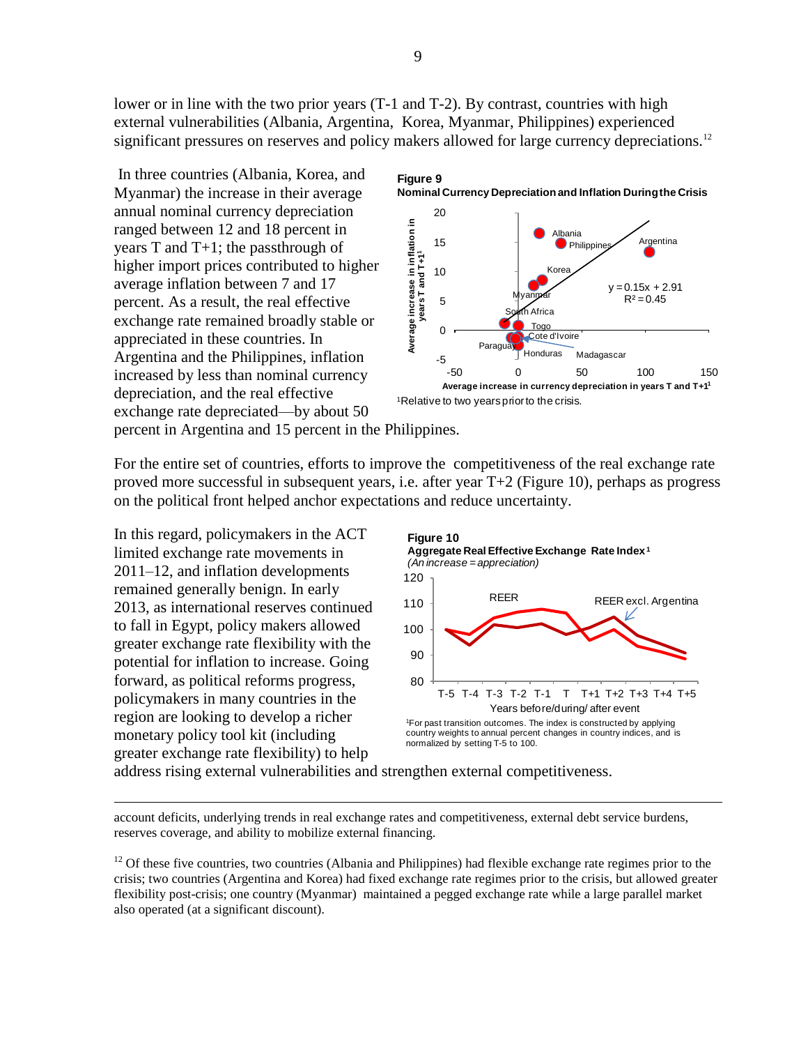lower or in line with the two prior years (T-1 and T-2). By contrast, countries with high external vulnerabilities (Albania, Argentina, Korea, Myanmar, Philippines) experienced significant pressures on reserves and policy makers allowed for large currency depreciations.[12]

In three countries (Albania, Korea, and Myanmar) the increase in their average annual nominal currency depreciation ranged between 12 and 18 percent in years T and T+1; the passthrough of higher import prices contributed to higher average inflation between 7 and 17 percent. As a result, the real effective exchange rate remained broadly stable or appreciated in these countries. In Argentina and the Philippines, inflation increased by less than nominal currency depreciation, and the real effective exchange rate depreciated—by about 50 percent in Argentina and 15 percent in the Philippines.

**Figure 9**
**Nominal Currency Depreciation and Inflation During the Crisis**

$y = 0.15x + 2.91$
$R^2 = 0.45$

[1]Relative to two years prior to the crisis.

For the entire set of countries, efforts to improve the competitiveness of the real exchange rate proved more successful in subsequent years, i.e. after year T+2 (Figure 10), perhaps as progress on the political front helped anchor expectations and reduce uncertainty.

In this regard, policymakers in the ACT limited exchange rate movements in 2011–12, and inflation developments remained generally benign. In early 2013, as international reserves continued to fall in Egypt, policy makers allowed greater exchange rate flexibility with the potential for inflation to increase. Going forward, as political reforms progress, policymakers in many countries in the region are looking to develop a richer monetary policy tool kit (including greater exchange rate flexibility) to help address rising external vulnerabilities and strengthen external competitiveness.

**Figure 10**
**Aggregate Real Effective Exchange Rate Index**[1]
*(An increase = appreciation)*

[1]For past transition outcomes. The index is constructed by applying country weights to annual percent changes in country indices, and is normalized by setting T-5 to 100.

---

account deficits, underlying trends in real exchange rates and competitiveness, external debt service burdens, reserves coverage, and ability to mobilize external financing.

[12] Of these five countries, two countries (Albania and Philippines) had flexible exchange rate regimes prior to the crisis; two countries (Argentina and Korea) had fixed exchange rate regimes prior to the crisis, but allowed greater flexibility post-crisis; one country (Myanmar) maintained a pegged exchange rate while a large parallel market also operated (at a significant discount).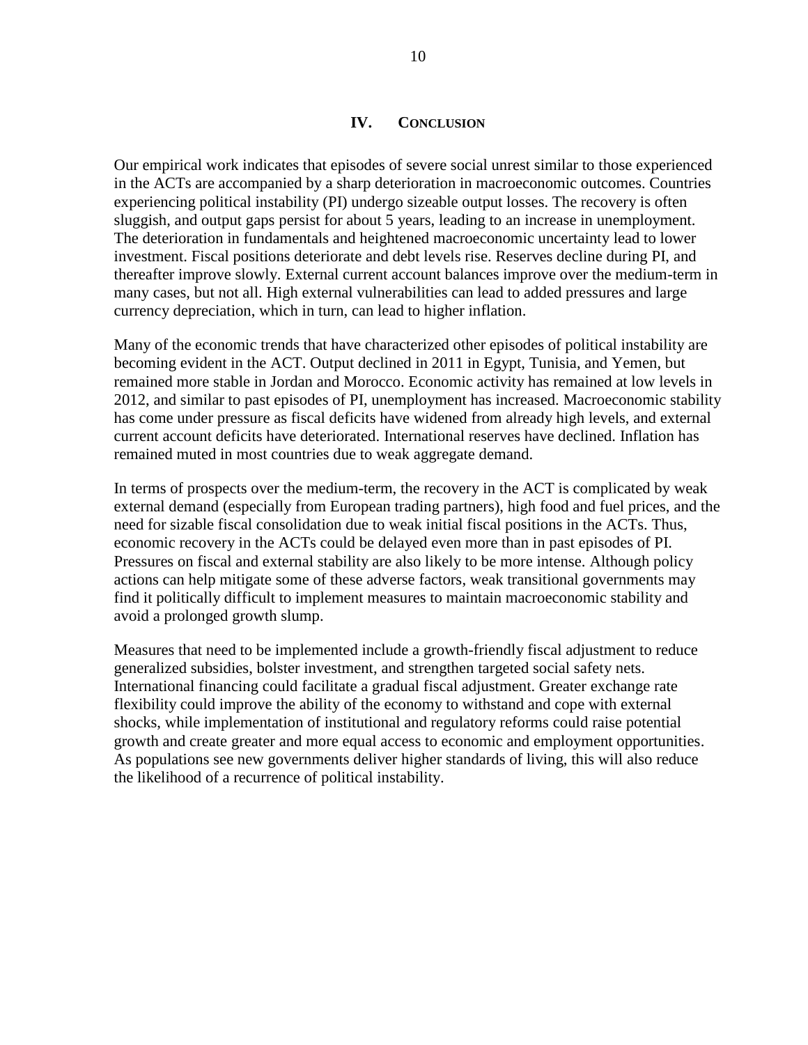## IV. Conclusion

Our empirical work indicates that episodes of severe social unrest similar to those experienced in the ACTs are accompanied by a sharp deterioration in macroeconomic outcomes. Countries experiencing political instability (PI) undergo sizeable output losses. The recovery is often sluggish, and output gaps persist for about 5 years, leading to an increase in unemployment. The deterioration in fundamentals and heightened macroeconomic uncertainty lead to lower investment. Fiscal positions deteriorate and debt levels rise. Reserves decline during PI, and thereafter improve slowly. External current account balances improve over the medium-term in many cases, but not all. High external vulnerabilities can lead to added pressures and large currency depreciation, which in turn, can lead to higher inflation.

Many of the economic trends that have characterized other episodes of political instability are becoming evident in the ACT. Output declined in 2011 in Egypt, Tunisia, and Yemen, but remained more stable in Jordan and Morocco. Economic activity has remained at low levels in 2012, and similar to past episodes of PI, unemployment has increased. Macroeconomic stability has come under pressure as fiscal deficits have widened from already high levels, and external current account deficits have deteriorated. International reserves have declined. Inflation has remained muted in most countries due to weak aggregate demand.

In terms of prospects over the medium-term, the recovery in the ACT is complicated by weak external demand (especially from European trading partners), high food and fuel prices, and the need for sizable fiscal consolidation due to weak initial fiscal positions in the ACTs. Thus, economic recovery in the ACTs could be delayed even more than in past episodes of PI. Pressures on fiscal and external stability are also likely to be more intense. Although policy actions can help mitigate some of these adverse factors, weak transitional governments may find it politically difficult to implement measures to maintain macroeconomic stability and avoid a prolonged growth slump.

Measures that need to be implemented include a growth-friendly fiscal adjustment to reduce generalized subsidies, bolster investment, and strengthen targeted social safety nets. International financing could facilitate a gradual fiscal adjustment. Greater exchange rate flexibility could improve the ability of the economy to withstand and cope with external shocks, while implementation of institutional and regulatory reforms could raise potential growth and create greater and more equal access to economic and employment opportunities. As populations see new governments deliver higher standards of living, this will also reduce the likelihood of a recurrence of political instability.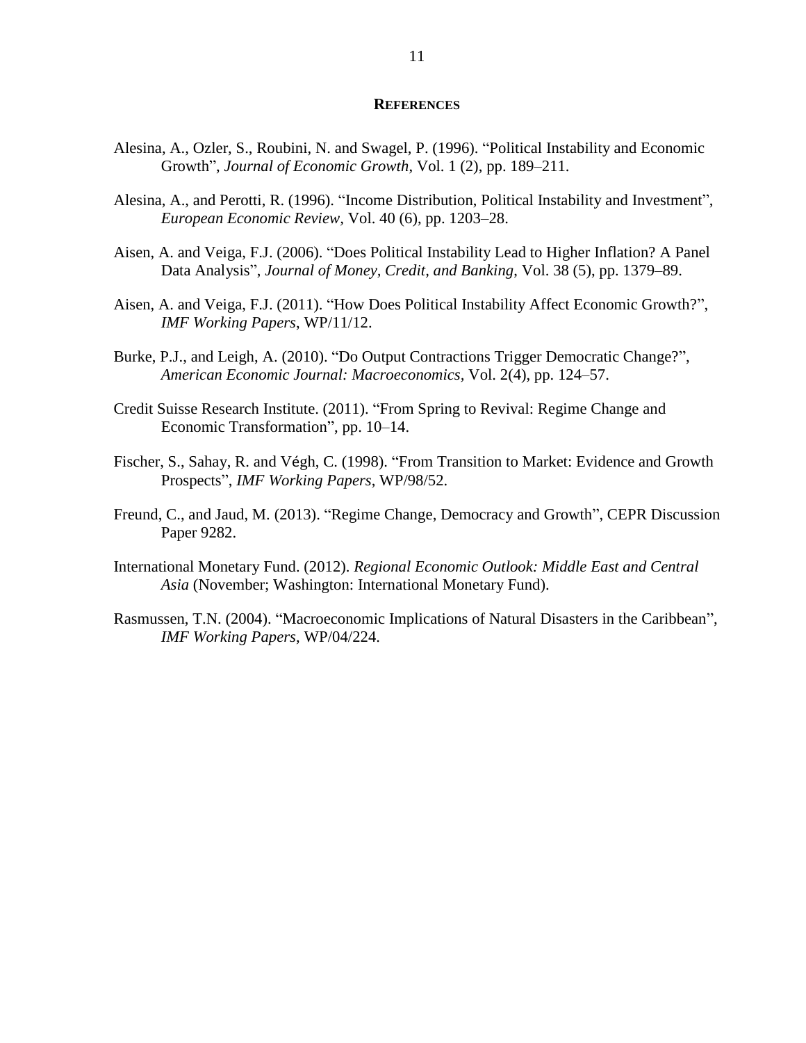## REFERENCES

Alesina, A., Ozler, S., Roubini, N. and Swagel, P. (1996). "Political Instability and Economic Growth", *Journal of Economic Growth*, Vol. 1 (2), pp. 189–211.

Alesina, A., and Perotti, R. (1996). "Income Distribution, Political Instability and Investment", *European Economic Review*, Vol. 40 (6), pp. 1203–28.

Aisen, A. and Veiga, F.J. (2006). "Does Political Instability Lead to Higher Inflation? A Panel Data Analysis", *Journal of Money, Credit, and Banking*, Vol. 38 (5), pp. 1379–89.

Aisen, A. and Veiga, F.J. (2011). "How Does Political Instability Affect Economic Growth?", *IMF Working Papers*, WP/11/12.

Burke, P.J., and Leigh, A. (2010). "Do Output Contractions Trigger Democratic Change?", *American Economic Journal: Macroeconomics*, Vol. 2(4), pp. 124–57.

Credit Suisse Research Institute. (2011). "From Spring to Revival: Regime Change and Economic Transformation", pp. 10–14.

Fischer, S., Sahay, R. and Végh, C. (1998). "From Transition to Market: Evidence and Growth Prospects", *IMF Working Papers*, WP/98/52.

Freund, C., and Jaud, M. (2013). "Regime Change, Democracy and Growth", CEPR Discussion Paper 9282.

International Monetary Fund. (2012). *Regional Economic Outlook: Middle East and Central Asia* (November; Washington: International Monetary Fund).

Rasmussen, T.N. (2004). "Macroeconomic Implications of Natural Disasters in the Caribbean", *IMF Working Papers*, WP/04/224.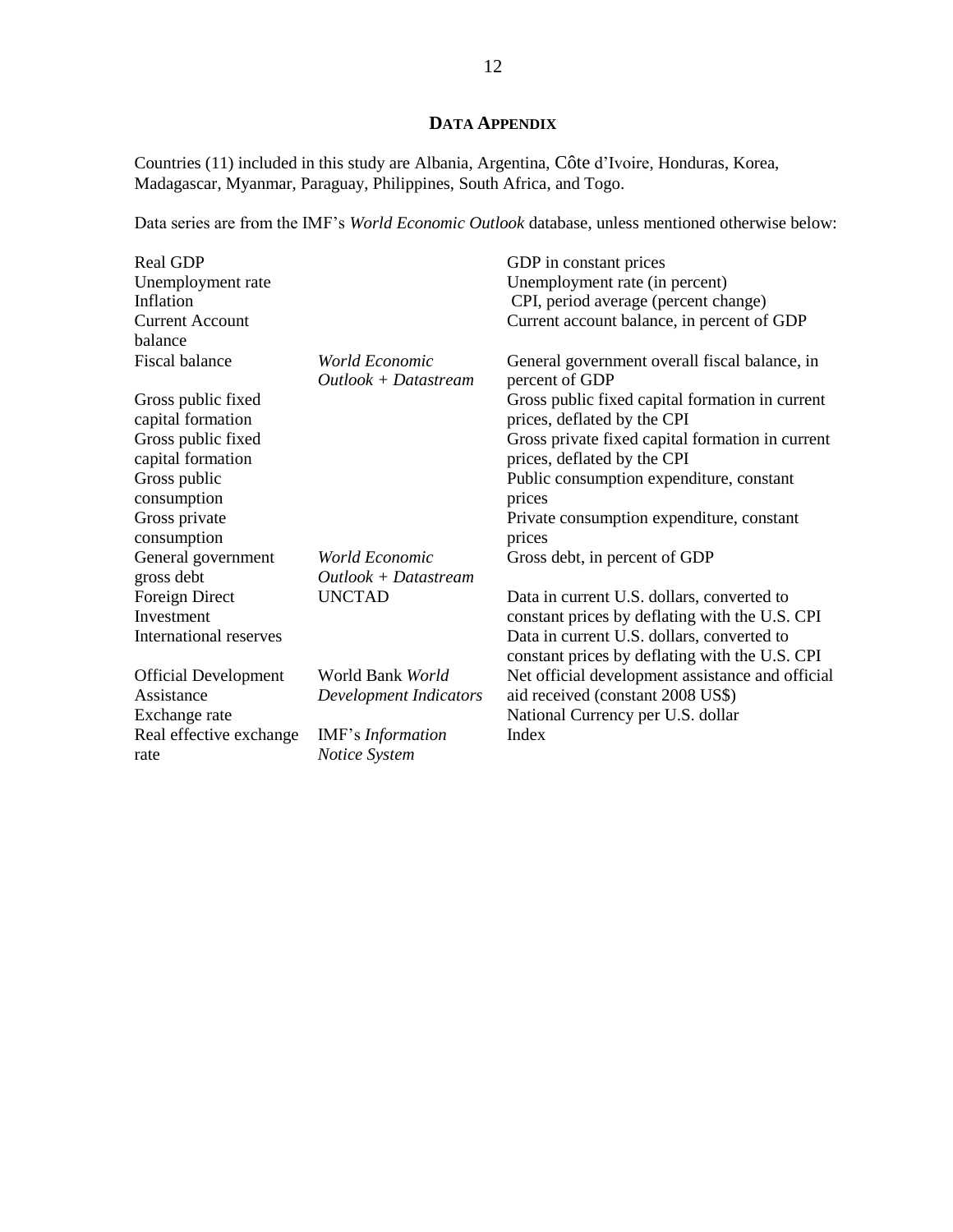## **DATA APPENDIX**

Countries (11) included in this study are Albania, Argentina, Côte d'Ivoire, Honduras, Korea, Madagascar, Myanmar, Paraguay, Philippines, South Africa, and Togo.

Data series are from the IMF's *World Economic Outlook* database, unless mentioned otherwise below:

| | | |
|---|---|---|
| Real GDP | | GDP in constant prices |
| Unemployment rate | | Unemployment rate (in percent) |
| Inflation | | CPI, period average (percent change) |
| Current Account balance | | Current account balance, in percent of GDP |
| Fiscal balance | *World Economic Outlook + Datastream* | General government overall fiscal balance, in percent of GDP |
| Gross public fixed capital formation | | Gross public fixed capital formation in current prices, deflated by the CPI |
| Gross public fixed capital formation | | Gross private fixed capital formation in current prices, deflated by the CPI |
| Gross public consumption | | Public consumption expenditure, constant prices |
| Gross private consumption | | Private consumption expenditure, constant prices |
| General government gross debt | *World Economic Outlook + Datastream* | Gross debt, in percent of GDP |
| Foreign Direct Investment | UNCTAD | Data in current U.S. dollars, converted to constant prices by deflating with the U.S. CPI |
| International reserves | | Data in current U.S. dollars, converted to constant prices by deflating with the U.S. CPI |
| Official Development Assistance | World Bank *World Development Indicators* | Net official development assistance and official aid received (constant 2008 US$) |
| Exchange rate | | National Currency per U.S. dollar |
| Real effective exchange rate | IMF's *Information Notice System* | Index |